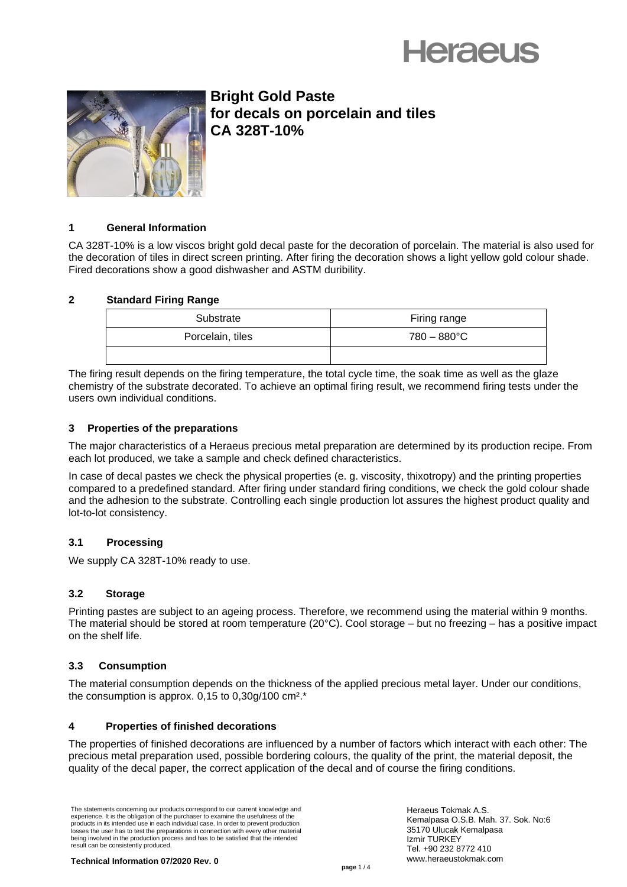Heraeus

# Bright Gold Paste for decals on porcelain and tiles CA 328T-10%

## 1 General Information

CA 328T-10% is a low viscos bright gold decal paste for the decoration of porcelain. The material is also used for the decoration of tiles in direct screen printing. After firing the decoration shows a light yellow gold colour shade. Fired decorations show a good dishwasher and ASTM duribility.

## 2 Standard Firing Range

| Substrate | Firing range |
| --- | --- |
| Porcelain, tiles | 780 – 880°C |
| | |

The firing result depends on the firing temperature, the total cycle time, the soak time as well as the glaze chemistry of the substrate decorated. To achieve an optimal firing result, we recommend firing tests under the users own individual conditions.

## 3 Properties of the preparations

The major characteristics of a Heraeus precious metal preparation are determined by its production recipe. From each lot produced, we take a sample and check defined characteristics.

In case of decal pastes we check the physical properties (e. g. viscosity, thixotropy) and the printing properties compared to a predefined standard. After firing under standard firing conditions, we check the gold colour shade and the adhesion to the substrate. Controlling each single production lot assures the highest product quality and lot-to-lot consistency.

### 3.1 Processing

We supply CA 328T-10% ready to use.

### 3.2 Storage

Printing pastes are subject to an ageing process. Therefore, we recommend using the material within 9 months. The material should be stored at room temperature (20°C). Cool storage – but no freezing – has a positive impact on the shelf life.

### 3.3 Consumption

The material consumption depends on the thickness of the applied precious metal layer. Under our conditions, the consumption is approx. 0,15 to 0,30g/100 cm².*

## 4 Properties of finished decorations

The properties of finished decorations are influenced by a number of factors which interact with each other: The precious metal preparation used, possible bordering colours, the quality of the print, the material deposit, the quality of the decal paper, the correct application of the decal and of course the firing conditions.

The statements concerning our products correspond to our current knowledge and experience. It is the obligation of the purchaser to examine the usefulness of the products in its intended use in each individual case. In order to prevent production losses the user has to test the preparations in connection with every other material being involved in the production process and has to be satisfied that the intended result can be consistently produced.

Heraeus Tokmak A.S.
Kemalpasa O.S.B. Mah. 37. Sok. No:6
35170 Ulucak Kemalpasa
Izmir TURKEY
Tel. +90 232 8772 410
www.heraeustokmak.com

**Technical Information 07/2020 Rev. 0**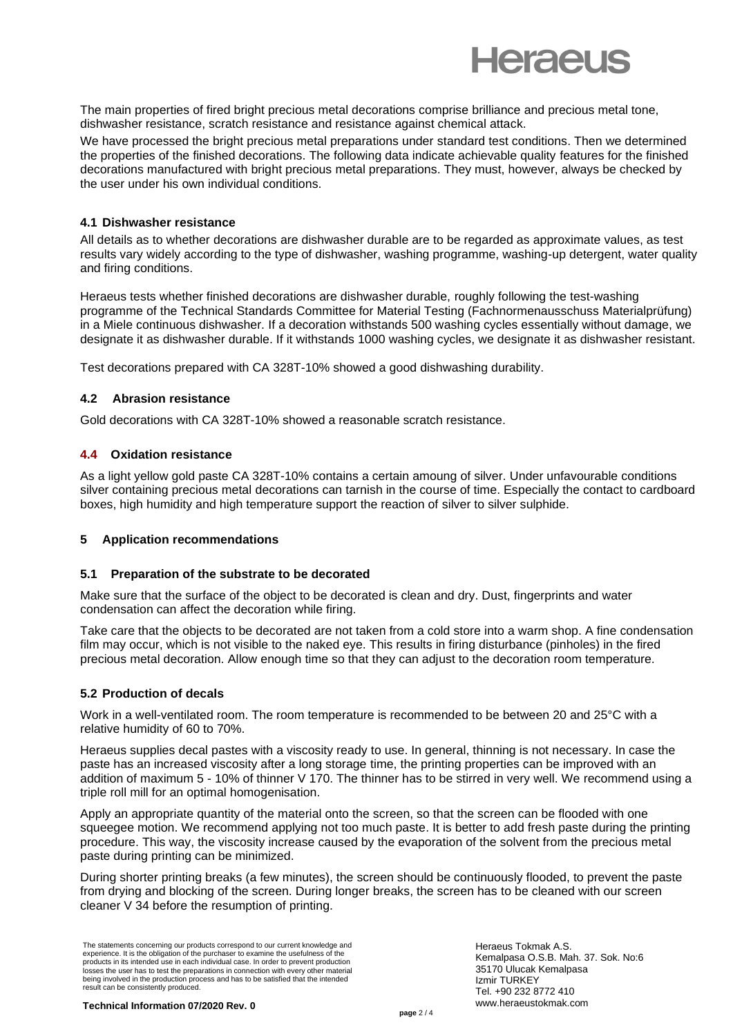The main properties of fired bright precious metal decorations comprise brilliance and precious metal tone, dishwasher resistance, scratch resistance and resistance against chemical attack.

We have processed the bright precious metal preparations under standard test conditions. Then we determined the properties of the finished decorations. The following data indicate achievable quality features for the finished decorations manufactured with bright precious metal preparations. They must, however, always be checked by the user under his own individual conditions.

### 4.1 Dishwasher resistance

All details as to whether decorations are dishwasher durable are to be regarded as approximate values, as test results vary widely according to the type of dishwasher, washing programme, washing-up detergent, water quality and firing conditions.

Heraeus tests whether finished decorations are dishwasher durable, roughly following the test-washing programme of the Technical Standards Committee for Material Testing (Fachnormenausschuss Materialprüfung) in a Miele continuous dishwasher. If a decoration withstands 500 washing cycles essentially without damage, we designate it as dishwasher durable. If it withstands 1000 washing cycles, we designate it as dishwasher resistant.

Test decorations prepared with CA 328T-10% showed a good dishwashing durability.

### 4.2 Abrasion resistance

Gold decorations with CA 328T-10% showed a reasonable scratch resistance.

### 4.4 Oxidation resistance

As a light yellow gold paste CA 328T-10% contains a certain amoung of silver. Under unfavourable conditions silver containing precious metal decorations can tarnish in the course of time. Especially the contact to cardboard boxes, high humidity and high temperature support the reaction of silver to silver sulphide.

## 5 Application recommendations

### 5.1 Preparation of the substrate to be decorated

Make sure that the surface of the object to be decorated is clean and dry. Dust, fingerprints and water condensation can affect the decoration while firing.

Take care that the objects to be decorated are not taken from a cold store into a warm shop. A fine condensation film may occur, which is not visible to the naked eye. This results in firing disturbance (pinholes) in the fired precious metal decoration. Allow enough time so that they can adjust to the decoration room temperature.

### 5.2 Production of decals

Work in a well-ventilated room. The room temperature is recommended to be between 20 and 25°C with a relative humidity of 60 to 70%.

Heraeus supplies decal pastes with a viscosity ready to use. In general, thinning is not necessary. In case the paste has an increased viscosity after a long storage time, the printing properties can be improved with an addition of maximum 5 - 10% of thinner V 170. The thinner has to be stirred in very well. We recommend using a triple roll mill for an optimal homogenisation.

Apply an appropriate quantity of the material onto the screen, so that the screen can be flooded with one squeegee motion. We recommend applying not too much paste. It is better to add fresh paste during the printing procedure. This way, the viscosity increase caused by the evaporation of the solvent from the precious metal paste during printing can be minimized.

During shorter printing breaks (a few minutes), the screen should be continuously flooded, to prevent the paste from drying and blocking of the screen. During longer breaks, the screen has to be cleaned with our screen cleaner V 34 before the resumption of printing.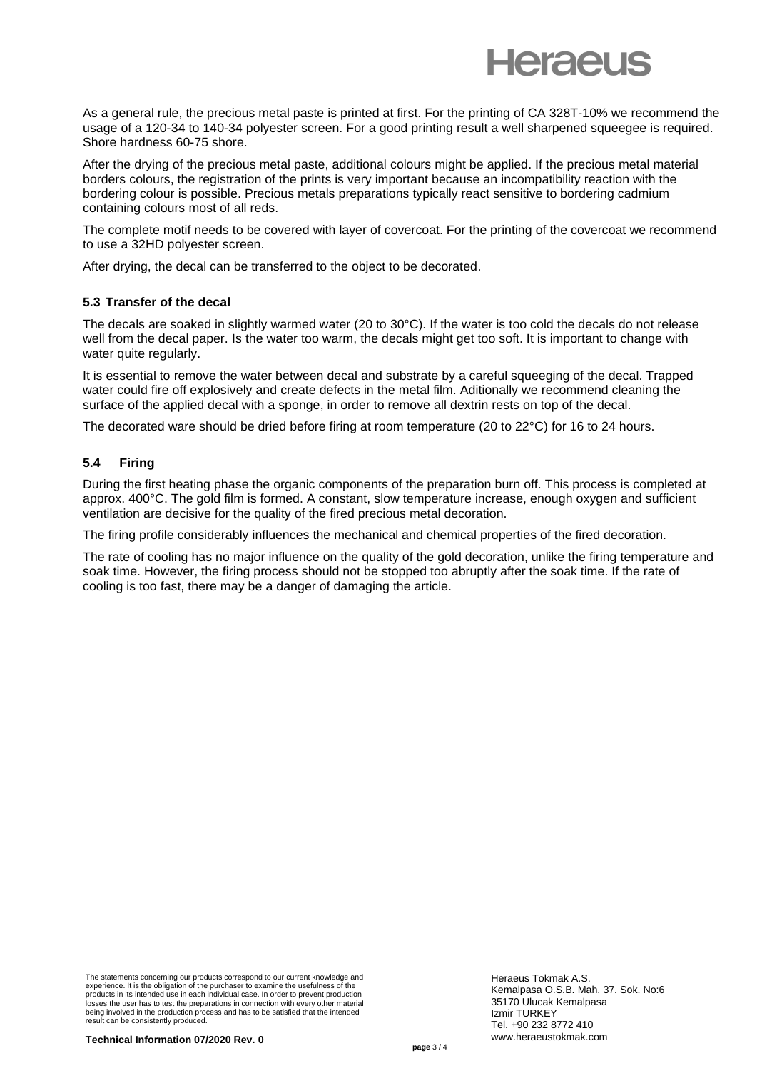As a general rule, the precious metal paste is printed at first. For the printing of CA 328T-10% we recommend the usage of a 120-34 to 140-34 polyester screen. For a good printing result a well sharpened squeegee is required. Shore hardness 60-75 shore.

After the drying of the precious metal paste, additional colours might be applied. If the precious metal material borders colours, the registration of the prints is very important because an incompatibility reaction with the bordering colour is possible. Precious metals preparations typically react sensitive to bordering cadmium containing colours most of all reds.

The complete motif needs to be covered with layer of covercoat. For the printing of the covercoat we recommend to use a 32HD polyester screen.

After drying, the decal can be transferred to the object to be decorated.

### 5.3 Transfer of the decal

The decals are soaked in slightly warmed water (20 to 30°C). If the water is too cold the decals do not release well from the decal paper. Is the water too warm, the decals might get too soft. It is important to change with water quite regularly.

It is essential to remove the water between decal and substrate by a careful squeeging of the decal. Trapped water could fire off explosively and create defects in the metal film. Aditionally we recommend cleaning the surface of the applied decal with a sponge, in order to remove all dextrin rests on top of the decal.

The decorated ware should be dried before firing at room temperature (20 to 22°C) for 16 to 24 hours.

### 5.4 Firing

During the first heating phase the organic components of the preparation burn off. This process is completed at approx. 400°C. The gold film is formed. A constant, slow temperature increase, enough oxygen and sufficient ventilation are decisive for the quality of the fired precious metal decoration.

The firing profile considerably influences the mechanical and chemical properties of the fired decoration.

The rate of cooling has no major influence on the quality of the gold decoration, unlike the firing temperature and soak time. However, the firing process should not be stopped too abruptly after the soak time. If the rate of cooling is too fast, there may be a danger of damaging the article.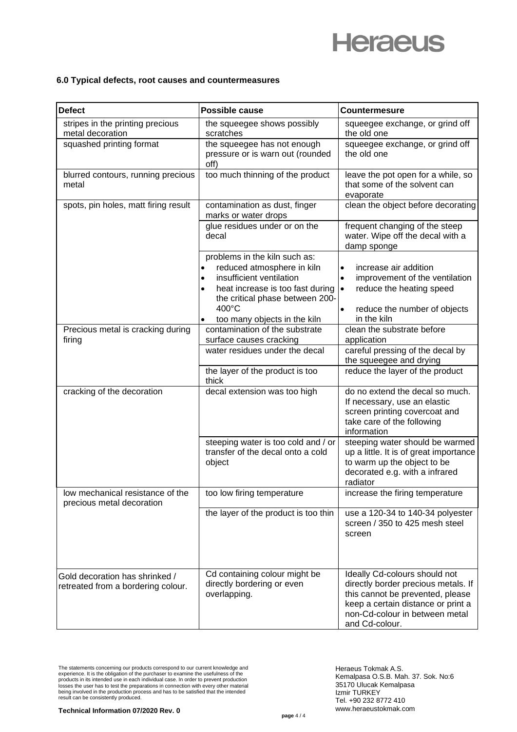### 6.0 Typical defects, root causes and countermeasures

| Defect | Possible cause | Countermesure |
|---|---|---|
| stripes in the printing precious metal decoration | the squeegee shows possibly scratches | squeegee exchange, or grind off the old one |
| squashed printing format | the squeegee has not enough pressure or is warn out (rounded off) | squeegee exchange, or grind off the old one |
| blurred contours, running precious metal | too much thinning of the product | leave the pot open for a while, so that some of the solvent can evaporate |
| spots, pin holes, matt firing result | contamination as dust, finger marks or water drops | clean the object before decorating |
| | glue residues under or on the decal | frequent changing of the steep water. Wipe off the decal with a damp sponge |
| | problems in the kiln such as:<br>• reduced atmosphere in kiln<br>• insufficient ventilation<br>• heat increase is too fast during the critical phase between 200-400°C<br>• too many objects in the kiln | • increase air addition<br>• improvement of the ventilation<br>• reduce the heating speed<br>• reduce the number of objects in the kiln |
| Precious metal is cracking during firing | contamination of the substrate surface causes cracking | clean the substrate before application |
| | water residues under the decal | careful pressing of the decal by the squeegee and drying |
| | the layer of the product is too thick | reduce the layer of the product |
| cracking of the decoration | decal extension was too high | do no extend the decal so much. If necessary, use an elastic screen printing covercoat and take care of the following information |
| | steeping water is too cold and / or transfer of the decal onto a cold object | steeping water should be warmed up a little. It is of great importance to warm up the object to be decorated e.g. with a infrared radiator |
| low mechanical resistance of the precious metal decoration | too low firing temperature | increase the firing temperature |
| | the layer of the product is too thin | use a 120-34 to 140-34 polyester screen / 350 to 425 mesh steel screen |
| Gold decoration has shrinked / retreated from a bordering colour. | Cd containing colour might be directly bordering or even overlapping. | Ideally Cd-colours should not directly border precious metals. If this cannot be prevented, please keep a certain distance or print a non-Cd-colour in between metal and Cd-colour. |

The statements concerning our products correspond to our current knowledge and experience. It is the obligation of the purchaser to examine the usefulness of the products in its intended use in each individual case. In order to prevent production losses the user has to test the preparations in connection with every other material being involved in the production process and has to be satisfied that the intended result can be consistently produced.

Heraeus Tokmak A.S.
Kemalpasa O.S.B. Mah. 37. Sok. No:6
35170 Ulucak Kemalpasa
Izmir TURKEY
Tel. +90 232 8772 410
www.heraeustokmak.com

**Technical Information 07/2020 Rev. 0**